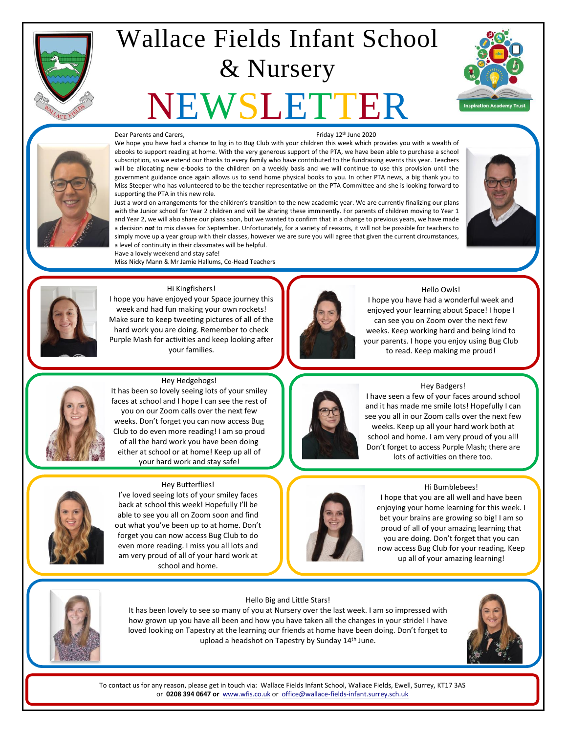# Wallace Fields Infant School & Nursery

# NEWSLETTER

Inspiration Academy Trust

Dear Parents and Carers,

Friday 12th June 2020

We hope you have had a chance to log in to Bug Club with your children this week which provides you with a wealth of ebooks to support reading at home. With the very generous support of the PTA, we have been able to purchase a school subscription, so we extend our thanks to every family who have contributed to the fundraising events this year. Teachers will be allocating new e-books to the children on a weekly basis and we will continue to use this provision until the government guidance once again allows us to send home physical books to you. In other PTA news, a big thank you to Miss Steeper who has volunteered to be the teacher representative on the PTA Committee and she is looking forward to supporting the PTA in this new role.

Just a word on arrangements for the children's transition to the new academic year. We are currently finalizing our plans with the Junior school for Year 2 children and will be sharing these imminently. For parents of children moving to Year 1 and Year 2, we will also share our plans soon, but we wanted to confirm that in a change to previous years, we have made a decision ***not*** to mix classes for September. Unfortunately, for a variety of reasons, it will not be possible for teachers to simply move up a year group with their classes, however we are sure you will agree that given the current circumstances, a level of continuity in their classmates will be helpful.

Have a lovely weekend and stay safe!

Miss Nicky Mann & Mr Jamie Hallums, Co-Head Teachers

Hi Kingfishers!

I hope you have enjoyed your Space journey this week and had fun making your own rockets! Make sure to keep tweeting pictures of all of the hard work you are doing. Remember to check Purple Mash for activities and keep looking after your families.

Hello Owls!

I hope you have had a wonderful week and enjoyed your learning about Space! I hope I can see you on Zoom over the next few weeks. Keep working hard and being kind to your parents. I hope you enjoy using Bug Club to read. Keep making me proud!

Hey Hedgehogs!

It has been so lovely seeing lots of your smiley faces at school and I hope I can see the rest of you on our Zoom calls over the next few weeks. Don't forget you can now access Bug Club to do even more reading! I am so proud of all the hard work you have been doing either at school or at home! Keep up all of your hard work and stay safe!

Hey Badgers!

I have seen a few of your faces around school and it has made me smile lots! Hopefully I can see you all in our Zoom calls over the next few weeks. Keep up all your hard work both at school and home. I am very proud of you all! Don't forget to access Purple Mash; there are lots of activities on there too.

Hey Butterflies!

I've loved seeing lots of your smiley faces back at school this week! Hopefully I'll be able to see you all on Zoom soon and find out what you've been up to at home. Don't forget you can now access Bug Club to do even more reading. I miss you all lots and am very proud of all of your hard work at school and home.

Hi Bumblebees!

I hope that you are all well and have been enjoying your home learning for this week. I bet your brains are growing so big! I am so proud of all of your amazing learning that you are doing. Don't forget that you can now access Bug Club for your reading. Keep up all of your amazing learning!

Hello Big and Little Stars!

It has been lovely to see so many of you at Nursery over the last week. I am so impressed with how grown up you have all been and how you have taken all the changes in your stride! I have loved looking on Tapestry at the learning our friends at home have been doing. Don't forget to upload a headshot on Tapestry by Sunday 14th June.

To contact us for any reason, please get in touch via: Wallace Fields Infant School, Wallace Fields, Ewell, Surrey, KT17 3AS or **0208 394 0647 or** www.wfis.co.uk or office@wallace-fields-infant.surrey.sch.uk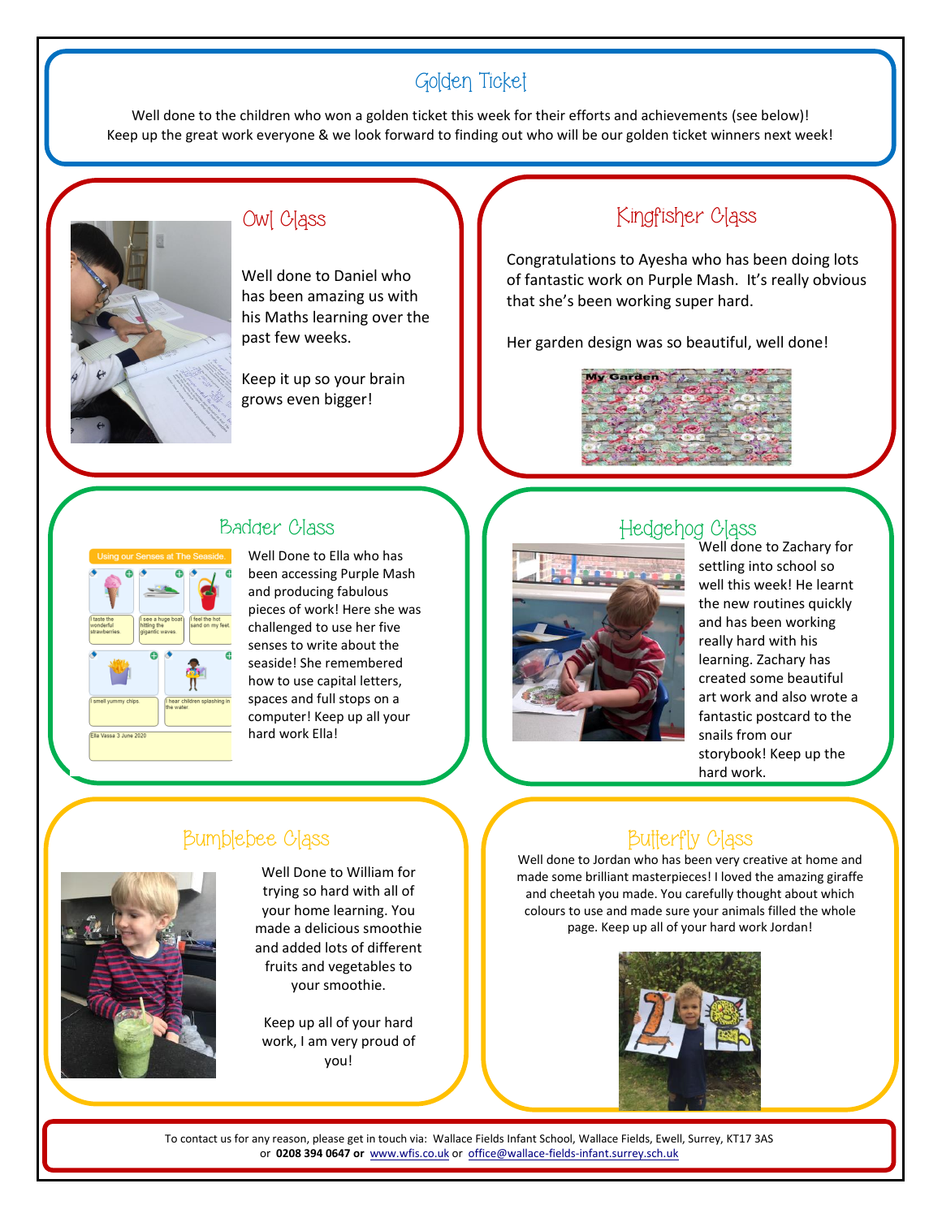## Golden Ticket

Well done to the children who won a golden ticket this week for their efforts and achievements (see below)!
Keep up the great work everyone & we look forward to finding out who will be our golden ticket winners next week!

### Owl Class

Well done to Daniel who has been amazing us with his Maths learning over the past few weeks.

Keep it up so your brain grows even bigger!

### Kingfisher Class

Congratulations to Ayesha who has been doing lots of fantastic work on Purple Mash. It's really obvious that she's been working super hard.

Her garden design was so beautiful, well done!

### Badger Class

Well Done to Ella who has been accessing Purple Mash and producing fabulous pieces of work! Here she was challenged to use her five senses to write about the seaside! She remembered how to use capital letters, spaces and full stops on a computer! Keep up all your hard work Ella!

### Hedgehog Class

Well done to Zachary for settling into school so well this week! He learnt the new routines quickly and has been working really hard with his learning. Zachary has created some beautiful art work and also wrote a fantastic postcard to the snails from our storybook! Keep up the hard work.

### Bumblebee Class

Well Done to William for trying so hard with all of your home learning. You made a delicious smoothie and added lots of different fruits and vegetables to your smoothie.

Keep up all of your hard work, I am very proud of you!

### Butterfly Class

Well done to Jordan who has been very creative at home and made some brilliant masterpieces! I loved the amazing giraffe and cheetah you made. You carefully thought about which colours to use and made sure your animals filled the whole page. Keep up all of your hard work Jordan!

To contact us for any reason, please get in touch via: Wallace Fields Infant School, Wallace Fields, Ewell, Surrey, KT17 3AS or **0208 394 0647 or** www.wfis.co.uk or office@wallace-fields-infant.surrey.sch.uk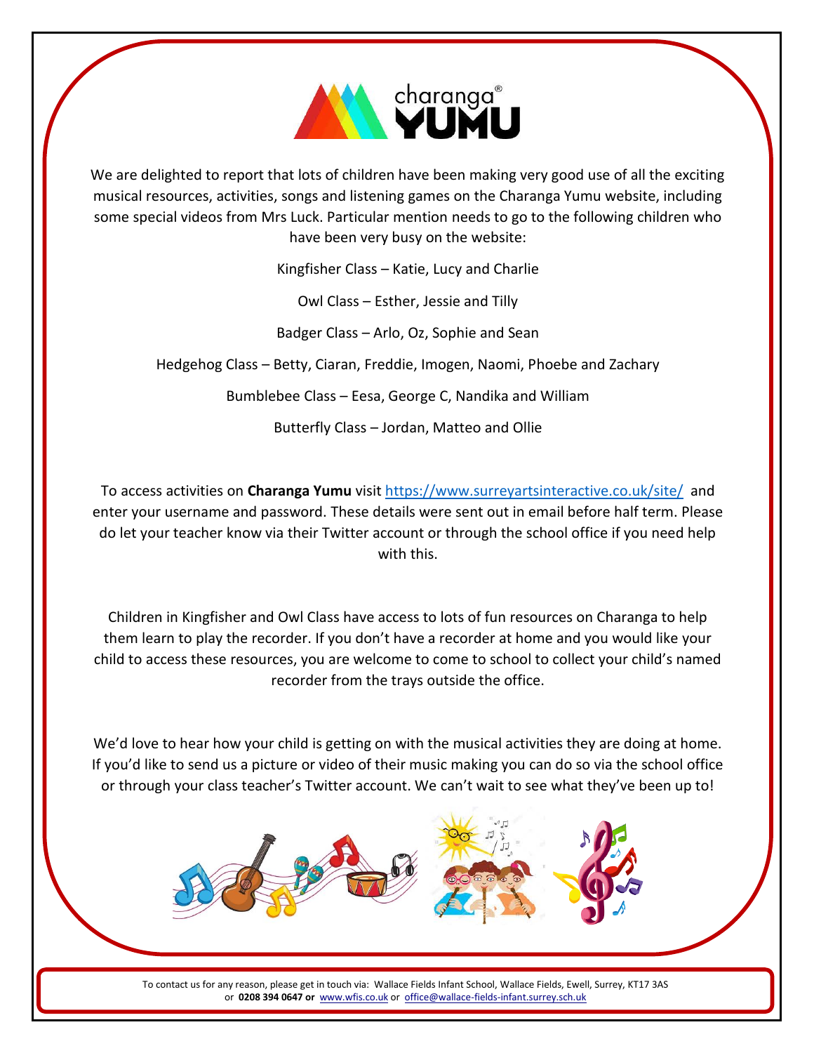# charanga YUMU

We are delighted to report that lots of children have been making very good use of all the exciting musical resources, activities, songs and listening games on the Charanga Yumu website, including some special videos from Mrs Luck. Particular mention needs to go to the following children who have been very busy on the website:

Kingfisher Class – Katie, Lucy and Charlie

Owl Class – Esther, Jessie and Tilly

Badger Class – Arlo, Oz, Sophie and Sean

Hedgehog Class – Betty, Ciaran, Freddie, Imogen, Naomi, Phoebe and Zachary

Bumblebee Class – Eesa, George C, Nandika and William

Butterfly Class – Jordan, Matteo and Ollie

To access activities on **Charanga Yumu** visit [https://www.surreyartsinteractive.co.uk/site/](https://www.surreyartsinteractive.co.uk/site/) and enter your username and password. These details were sent out in email before half term. Please do let your teacher know via their Twitter account or through the school office if you need help with this.

Children in Kingfisher and Owl Class have access to lots of fun resources on Charanga to help them learn to play the recorder. If you don't have a recorder at home and you would like your child to access these resources, you are welcome to come to school to collect your child's named recorder from the trays outside the office.

We'd love to hear how your child is getting on with the musical activities they are doing at home. If you'd like to send us a picture or video of their music making you can do so via the school office or through your class teacher's Twitter account. We can't wait to see what they've been up to!

To contact us for any reason, please get in touch via: Wallace Fields Infant School, Wallace Fields, Ewell, Surrey, KT17 3AS or **0208 394 0647 or** [www.wfis.co.uk](http://www.wfis.co.uk) or [office@wallace-fields-infant.surrey.sch.uk](mailto:office@wallace-fields-infant.surrey.sch.uk)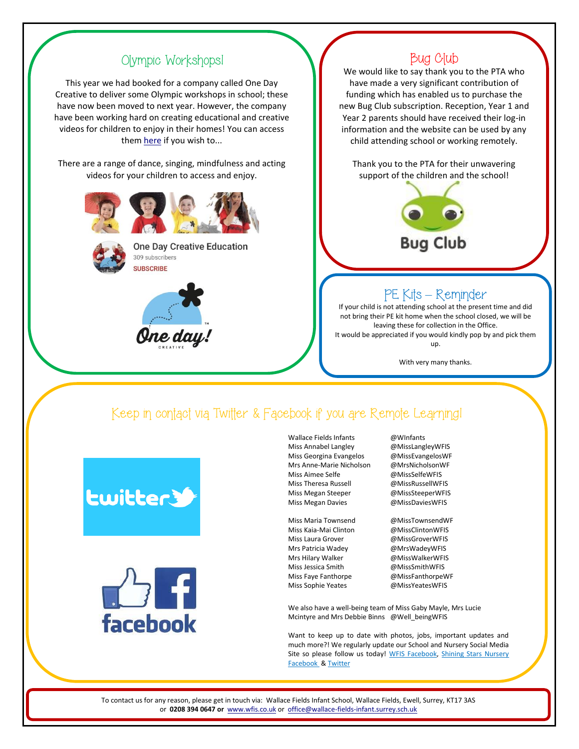## Olympic Workshops!

This year we had booked for a company called One Day Creative to deliver some Olympic workshops in school; these have now been moved to next year. However, the company have been working hard on creating educational and creative videos for children to enjoy in their homes! You can access them here if you wish to...

There are a range of dance, singing, mindfulness and acting videos for your children to access and enjoy.

One Day Creative Education
309 subscribers
SUBSCRIBE

## Bug Club

We would like to say thank you to the PTA who have made a very significant contribution of funding which has enabled us to purchase the new Bug Club subscription. Reception, Year 1 and Year 2 parents should have received their log-in information and the website can be used by any child attending school or working remotely.

Thank you to the PTA for their unwavering support of the children and the school!

## PE Kits – Reminder

If your child is not attending school at the present time and did not bring their PE kit home when the school closed, we will be leaving these for collection in the Office.
It would be appreciated if you would kindly pop by and pick them up.

With very many thanks.

## Keep in contact via Twitter & Facebook if you are Remote Learning!

| | |
|---|---|
| Wallace Fields Infants | @WInfants |
| Miss Annabel Langley | @MissLangleyWFIS |
| Miss Georgina Evangelos | @MissEvangelosWF |
| Mrs Anne-Marie Nicholson | @MrsNicholsonWF |
| Miss Aimee Selfe | @MissSelfeWFIS |
| Miss Theresa Russell | @MissRussellWFIS |
| Miss Megan Steeper | @MissSteeperWFIS |
| Miss Megan Davies | @MissDaviesWFIS |
| Miss Maria Townsend | @MissTownsendWF |
| Miss Kaia-Mai Clinton | @MissClintonWFIS |
| Miss Laura Grover | @MissGroverWFIS |
| Mrs Patricia Wadey | @MrsWadeyWFIS |
| Mrs Hilary Walker | @MissWalkerWFIS |
| Miss Jessica Smith | @MissSmithWFIS |
| Miss Faye Fanthorpe | @MissFanthorpeWF |
| Miss Sophie Yeates | @MissYeatesWFIS |

We also have a well-being team of Miss Gaby Mayle, Mrs Lucie Mcintyre and Mrs Debbie Binns @Well_beingWFIS

Want to keep up to date with photos, jobs, important updates and much more?! We regularly update our School and Nursery Social Media Site so please follow us today! WFIS Facebook, Shining Stars Nursery Facebook & Twitter

To contact us for any reason, please get in touch via: Wallace Fields Infant School, Wallace Fields, Ewell, Surrey, KT17 3AS or **0208 394 0647 or** www.wfis.co.uk or office@wallace-fields-infant.surrey.sch.uk